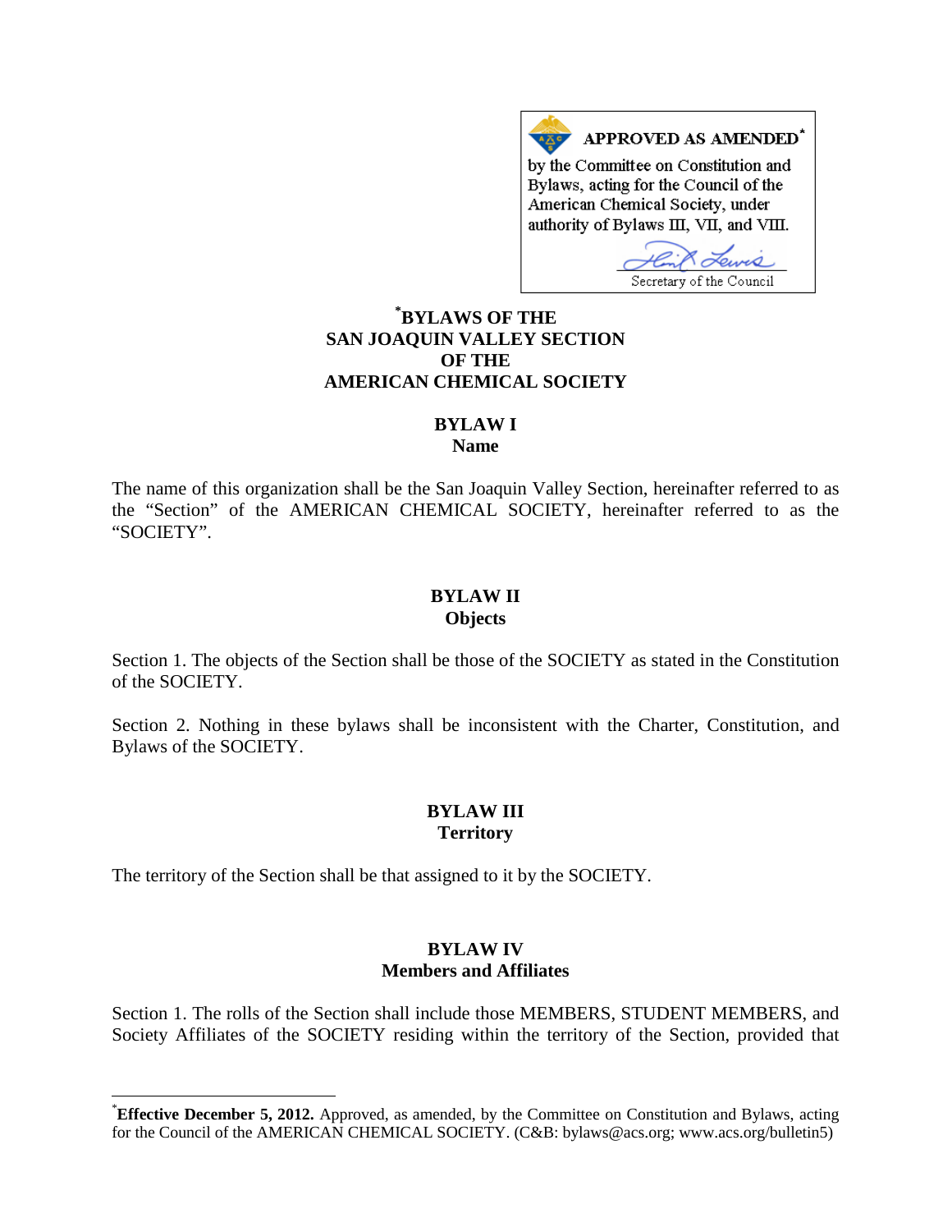**APPROVED AS AMENDED[*]**
by the Committee on Constitution and Bylaws, acting for the Council of the American Chemical Society, under authority of Bylaws III, VII, and VIII.

Secretary of the Council

# [*]BYLAWS OF THE SAN JOAQUIN VALLEY SECTION OF THE AMERICAN CHEMICAL SOCIETY

## BYLAW I
## Name

The name of this organization shall be the San Joaquin Valley Section, hereinafter referred to as the "Section" of the AMERICAN CHEMICAL SOCIETY, hereinafter referred to as the "SOCIETY".

## BYLAW II
## Objects

Section 1. The objects of the Section shall be those of the SOCIETY as stated in the Constitution of the SOCIETY.

Section 2. Nothing in these bylaws shall be inconsistent with the Charter, Constitution, and Bylaws of the SOCIETY.

## BYLAW III
## Territory

The territory of the Section shall be that assigned to it by the SOCIETY.

## BYLAW IV
## Members and Affiliates

Section 1. The rolls of the Section shall include those MEMBERS, STUDENT MEMBERS, and Society Affiliates of the SOCIETY residing within the territory of the Section, provided that

---

[*]**Effective December 5, 2012.** Approved, as amended, by the Committee on Constitution and Bylaws, acting for the Council of the AMERICAN CHEMICAL SOCIETY. (C&B: bylaws@acs.org; www.acs.org/bulletin5)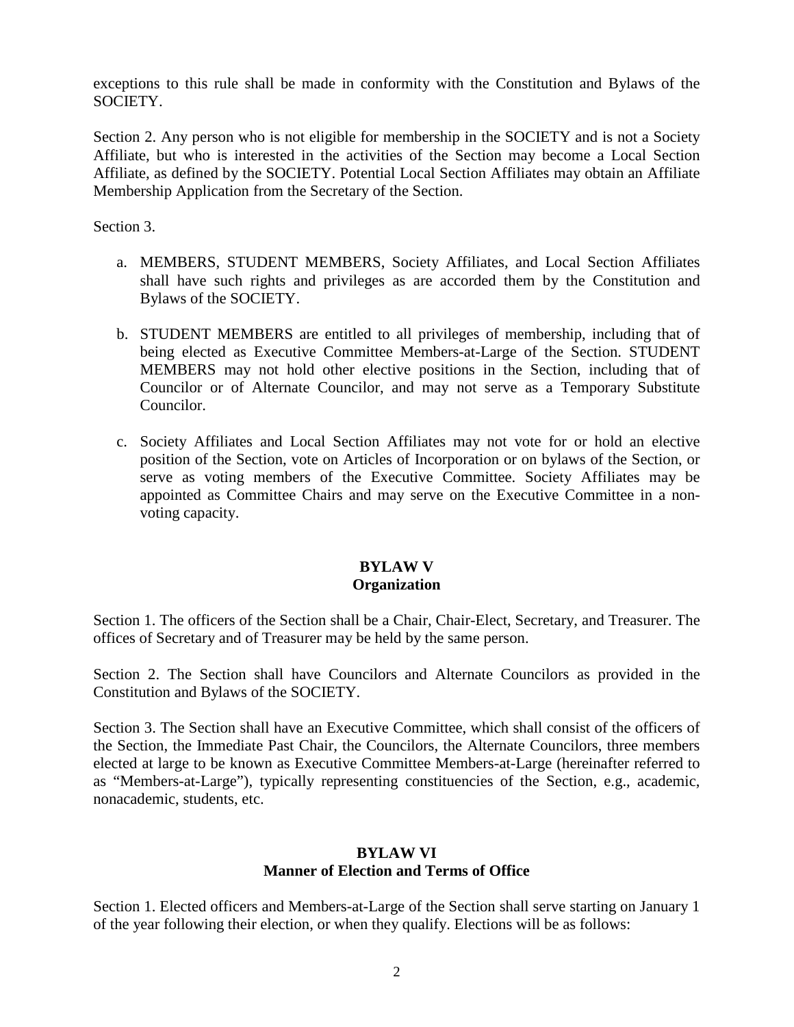exceptions to this rule shall be made in conformity with the Constitution and Bylaws of the SOCIETY.

Section 2. Any person who is not eligible for membership in the SOCIETY and is not a Society Affiliate, but who is interested in the activities of the Section may become a Local Section Affiliate, as defined by the SOCIETY. Potential Local Section Affiliates may obtain an Affiliate Membership Application from the Secretary of the Section.

Section 3.

a. MEMBERS, STUDENT MEMBERS, Society Affiliates, and Local Section Affiliates shall have such rights and privileges as are accorded them by the Constitution and Bylaws of the SOCIETY.

b. STUDENT MEMBERS are entitled to all privileges of membership, including that of being elected as Executive Committee Members-at-Large of the Section. STUDENT MEMBERS may not hold other elective positions in the Section, including that of Councilor or of Alternate Councilor, and may not serve as a Temporary Substitute Councilor.

c. Society Affiliates and Local Section Affiliates may not vote for or hold an elective position of the Section, vote on Articles of Incorporation or on bylaws of the Section, or serve as voting members of the Executive Committee. Society Affiliates may be appointed as Committee Chairs and may serve on the Executive Committee in a non-voting capacity.

## BYLAW V
## Organization

Section 1. The officers of the Section shall be a Chair, Chair-Elect, Secretary, and Treasurer. The offices of Secretary and of Treasurer may be held by the same person.

Section 2. The Section shall have Councilors and Alternate Councilors as provided in the Constitution and Bylaws of the SOCIETY.

Section 3. The Section shall have an Executive Committee, which shall consist of the officers of the Section, the Immediate Past Chair, the Councilors, the Alternate Councilors, three members elected at large to be known as Executive Committee Members-at-Large (hereinafter referred to as "Members-at-Large"), typically representing constituencies of the Section, e.g., academic, nonacademic, students, etc.

## BYLAW VI
## Manner of Election and Terms of Office

Section 1. Elected officers and Members-at-Large of the Section shall serve starting on January 1 of the year following their election, or when they qualify. Elections will be as follows: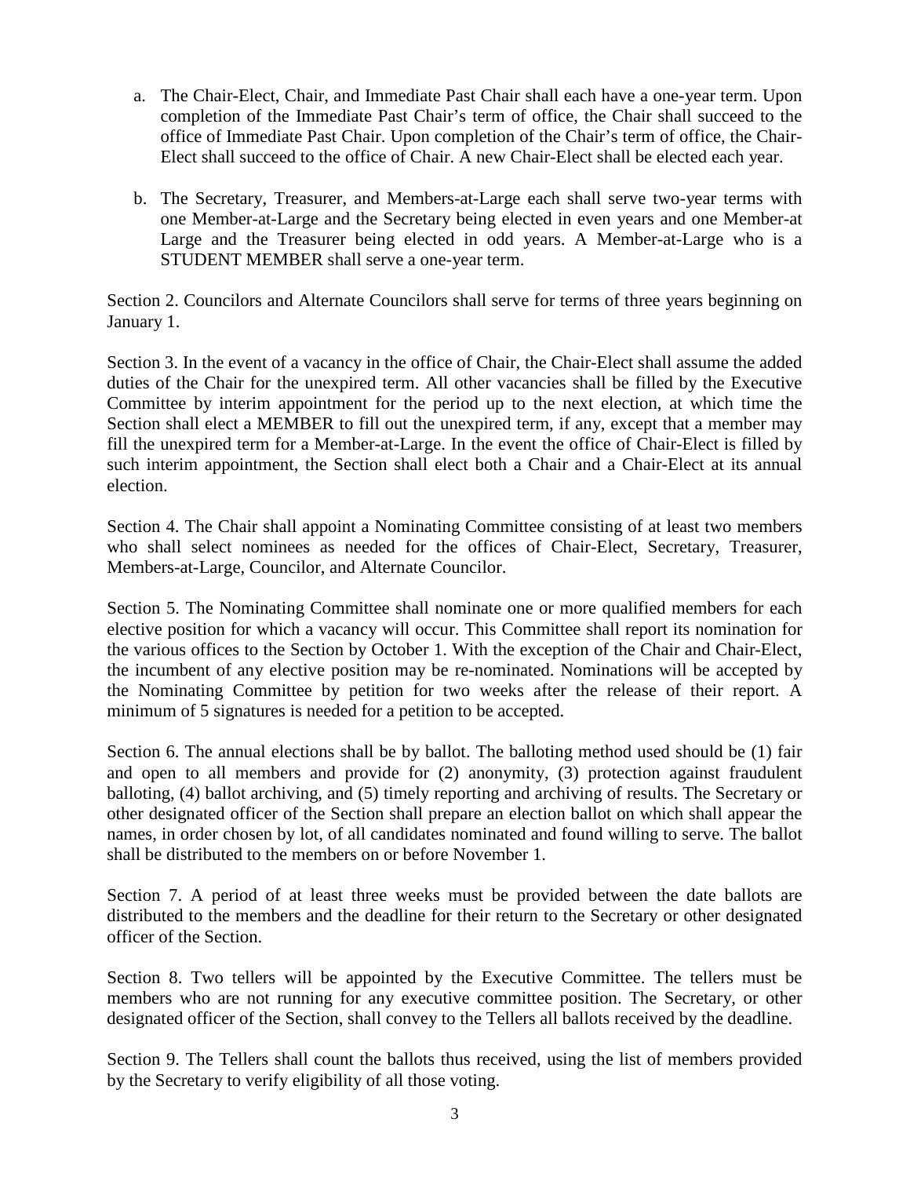a. The Chair-Elect, Chair, and Immediate Past Chair shall each have a one-year term. Upon completion of the Immediate Past Chair's term of office, the Chair shall succeed to the office of Immediate Past Chair. Upon completion of the Chair's term of office, the Chair-Elect shall succeed to the office of Chair. A new Chair-Elect shall be elected each year.

b. The Secretary, Treasurer, and Members-at-Large each shall serve two-year terms with one Member-at-Large and the Secretary being elected in even years and one Member-at Large and the Treasurer being elected in odd years. A Member-at-Large who is a STUDENT MEMBER shall serve a one-year term.

Section 2. Councilors and Alternate Councilors shall serve for terms of three years beginning on January 1.

Section 3. In the event of a vacancy in the office of Chair, the Chair-Elect shall assume the added duties of the Chair for the unexpired term. All other vacancies shall be filled by the Executive Committee by interim appointment for the period up to the next election, at which time the Section shall elect a MEMBER to fill out the unexpired term, if any, except that a member may fill the unexpired term for a Member-at-Large. In the event the office of Chair-Elect is filled by such interim appointment, the Section shall elect both a Chair and a Chair-Elect at its annual election.

Section 4. The Chair shall appoint a Nominating Committee consisting of at least two members who shall select nominees as needed for the offices of Chair-Elect, Secretary, Treasurer, Members-at-Large, Councilor, and Alternate Councilor.

Section 5. The Nominating Committee shall nominate one or more qualified members for each elective position for which a vacancy will occur. This Committee shall report its nomination for the various offices to the Section by October 1. With the exception of the Chair and Chair-Elect, the incumbent of any elective position may be re-nominated. Nominations will be accepted by the Nominating Committee by petition for two weeks after the release of their report. A minimum of 5 signatures is needed for a petition to be accepted.

Section 6. The annual elections shall be by ballot. The balloting method used should be (1) fair and open to all members and provide for (2) anonymity, (3) protection against fraudulent balloting, (4) ballot archiving, and (5) timely reporting and archiving of results. The Secretary or other designated officer of the Section shall prepare an election ballot on which shall appear the names, in order chosen by lot, of all candidates nominated and found willing to serve. The ballot shall be distributed to the members on or before November 1.

Section 7. A period of at least three weeks must be provided between the date ballots are distributed to the members and the deadline for their return to the Secretary or other designated officer of the Section.

Section 8. Two tellers will be appointed by the Executive Committee. The tellers must be members who are not running for any executive committee position. The Secretary, or other designated officer of the Section, shall convey to the Tellers all ballots received by the deadline.

Section 9. The Tellers shall count the ballots thus received, using the list of members provided by the Secretary to verify eligibility of all those voting.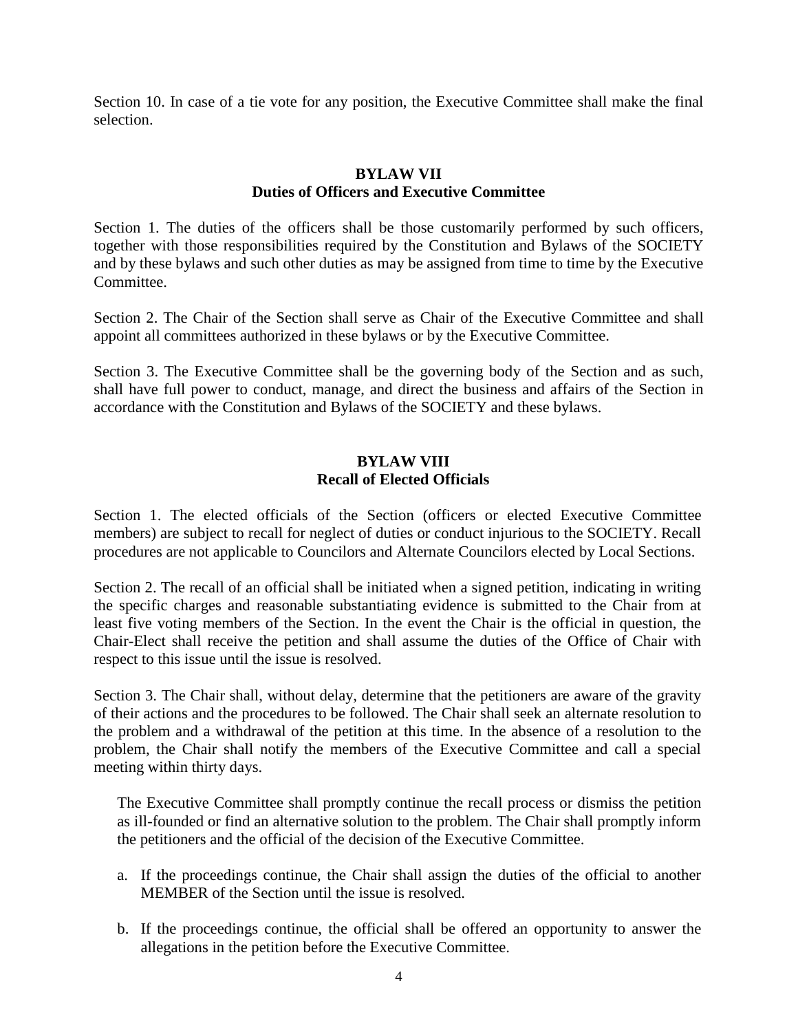Section 10. In case of a tie vote for any position, the Executive Committee shall make the final selection.

## BYLAW VII
## Duties of Officers and Executive Committee

Section 1. The duties of the officers shall be those customarily performed by such officers, together with those responsibilities required by the Constitution and Bylaws of the SOCIETY and by these bylaws and such other duties as may be assigned from time to time by the Executive Committee.

Section 2. The Chair of the Section shall serve as Chair of the Executive Committee and shall appoint all committees authorized in these bylaws or by the Executive Committee.

Section 3. The Executive Committee shall be the governing body of the Section and as such, shall have full power to conduct, manage, and direct the business and affairs of the Section in accordance with the Constitution and Bylaws of the SOCIETY and these bylaws.

## BYLAW VIII
## Recall of Elected Officials

Section 1. The elected officials of the Section (officers or elected Executive Committee members) are subject to recall for neglect of duties or conduct injurious to the SOCIETY. Recall procedures are not applicable to Councilors and Alternate Councilors elected by Local Sections.

Section 2. The recall of an official shall be initiated when a signed petition, indicating in writing the specific charges and reasonable substantiating evidence is submitted to the Chair from at least five voting members of the Section. In the event the Chair is the official in question, the Chair-Elect shall receive the petition and shall assume the duties of the Office of Chair with respect to this issue until the issue is resolved.

Section 3. The Chair shall, without delay, determine that the petitioners are aware of the gravity of their actions and the procedures to be followed. The Chair shall seek an alternate resolution to the problem and a withdrawal of the petition at this time. In the absence of a resolution to the problem, the Chair shall notify the members of the Executive Committee and call a special meeting within thirty days.

The Executive Committee shall promptly continue the recall process or dismiss the petition as ill-founded or find an alternative solution to the problem. The Chair shall promptly inform the petitioners and the official of the decision of the Executive Committee.

a. If the proceedings continue, the Chair shall assign the duties of the official to another MEMBER of the Section until the issue is resolved.

b. If the proceedings continue, the official shall be offered an opportunity to answer the allegations in the petition before the Executive Committee.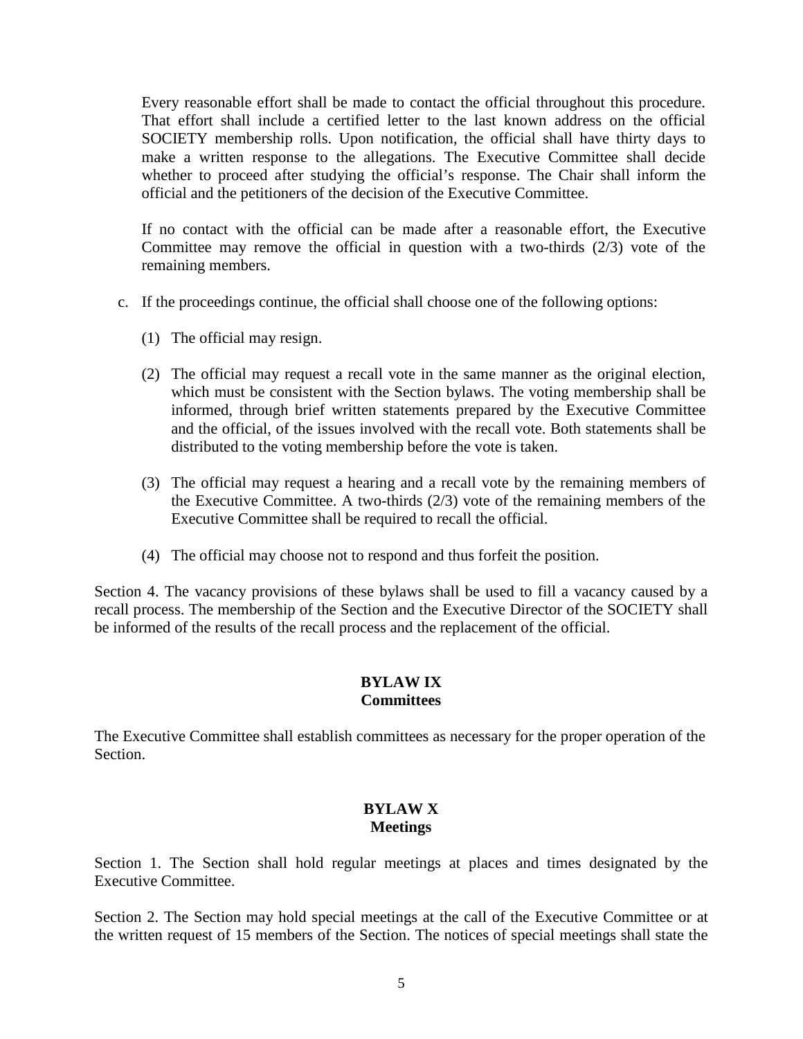Every reasonable effort shall be made to contact the official throughout this procedure. That effort shall include a certified letter to the last known address on the official SOCIETY membership rolls. Upon notification, the official shall have thirty days to make a written response to the allegations. The Executive Committee shall decide whether to proceed after studying the official's response. The Chair shall inform the official and the petitioners of the decision of the Executive Committee.

If no contact with the official can be made after a reasonable effort, the Executive Committee may remove the official in question with a two-thirds (2/3) vote of the remaining members.

c. If the proceedings continue, the official shall choose one of the following options:

   (1) The official may resign.

   (2) The official may request a recall vote in the same manner as the original election, which must be consistent with the Section bylaws. The voting membership shall be informed, through brief written statements prepared by the Executive Committee and the official, of the issues involved with the recall vote. Both statements shall be distributed to the voting membership before the vote is taken.

   (3) The official may request a hearing and a recall vote by the remaining members of the Executive Committee. A two-thirds (2/3) vote of the remaining members of the Executive Committee shall be required to recall the official.

   (4) The official may choose not to respond and thus forfeit the position.

Section 4. The vacancy provisions of these bylaws shall be used to fill a vacancy caused by a recall process. The membership of the Section and the Executive Director of the SOCIETY shall be informed of the results of the recall process and the replacement of the official.

## BYLAW IX
## Committees

The Executive Committee shall establish committees as necessary for the proper operation of the Section.

## BYLAW X
## Meetings

Section 1. The Section shall hold regular meetings at places and times designated by the Executive Committee.

Section 2. The Section may hold special meetings at the call of the Executive Committee or at the written request of 15 members of the Section. The notices of special meetings shall state the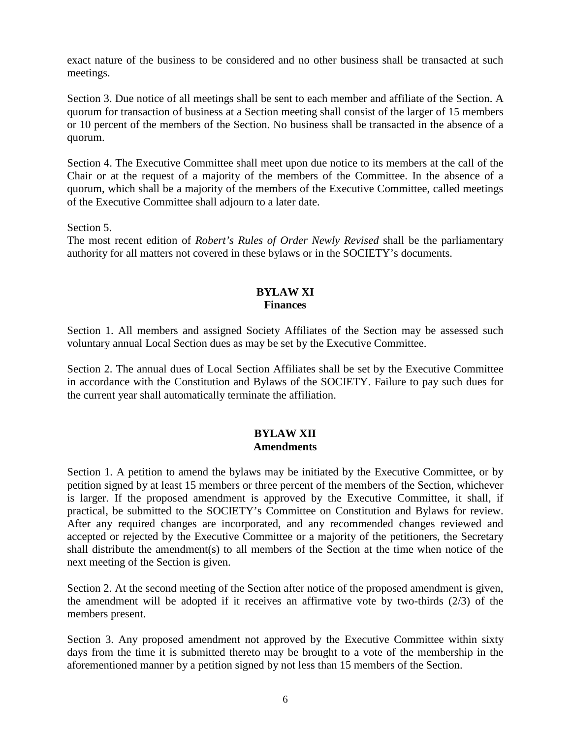exact nature of the business to be considered and no other business shall be transacted at such meetings.

Section 3. Due notice of all meetings shall be sent to each member and affiliate of the Section. A quorum for transaction of business at a Section meeting shall consist of the larger of 15 members or 10 percent of the members of the Section. No business shall be transacted in the absence of a quorum.

Section 4. The Executive Committee shall meet upon due notice to its members at the call of the Chair or at the request of a majority of the members of the Committee. In the absence of a quorum, which shall be a majority of the members of the Executive Committee, called meetings of the Executive Committee shall adjourn to a later date.

Section 5.
The most recent edition of *Robert's Rules of Order Newly Revised* shall be the parliamentary authority for all matters not covered in these bylaws or in the SOCIETY's documents.

## BYLAW XI
## Finances

Section 1. All members and assigned Society Affiliates of the Section may be assessed such voluntary annual Local Section dues as may be set by the Executive Committee.

Section 2. The annual dues of Local Section Affiliates shall be set by the Executive Committee in accordance with the Constitution and Bylaws of the SOCIETY. Failure to pay such dues for the current year shall automatically terminate the affiliation.

## BYLAW XII
## Amendments

Section 1. A petition to amend the bylaws may be initiated by the Executive Committee, or by petition signed by at least 15 members or three percent of the members of the Section, whichever is larger. If the proposed amendment is approved by the Executive Committee, it shall, if practical, be submitted to the SOCIETY's Committee on Constitution and Bylaws for review. After any required changes are incorporated, and any recommended changes reviewed and accepted or rejected by the Executive Committee or a majority of the petitioners, the Secretary shall distribute the amendment(s) to all members of the Section at the time when notice of the next meeting of the Section is given.

Section 2. At the second meeting of the Section after notice of the proposed amendment is given, the amendment will be adopted if it receives an affirmative vote by two-thirds (2/3) of the members present.

Section 3. Any proposed amendment not approved by the Executive Committee within sixty days from the time it is submitted thereto may be brought to a vote of the membership in the aforementioned manner by a petition signed by not less than 15 members of the Section.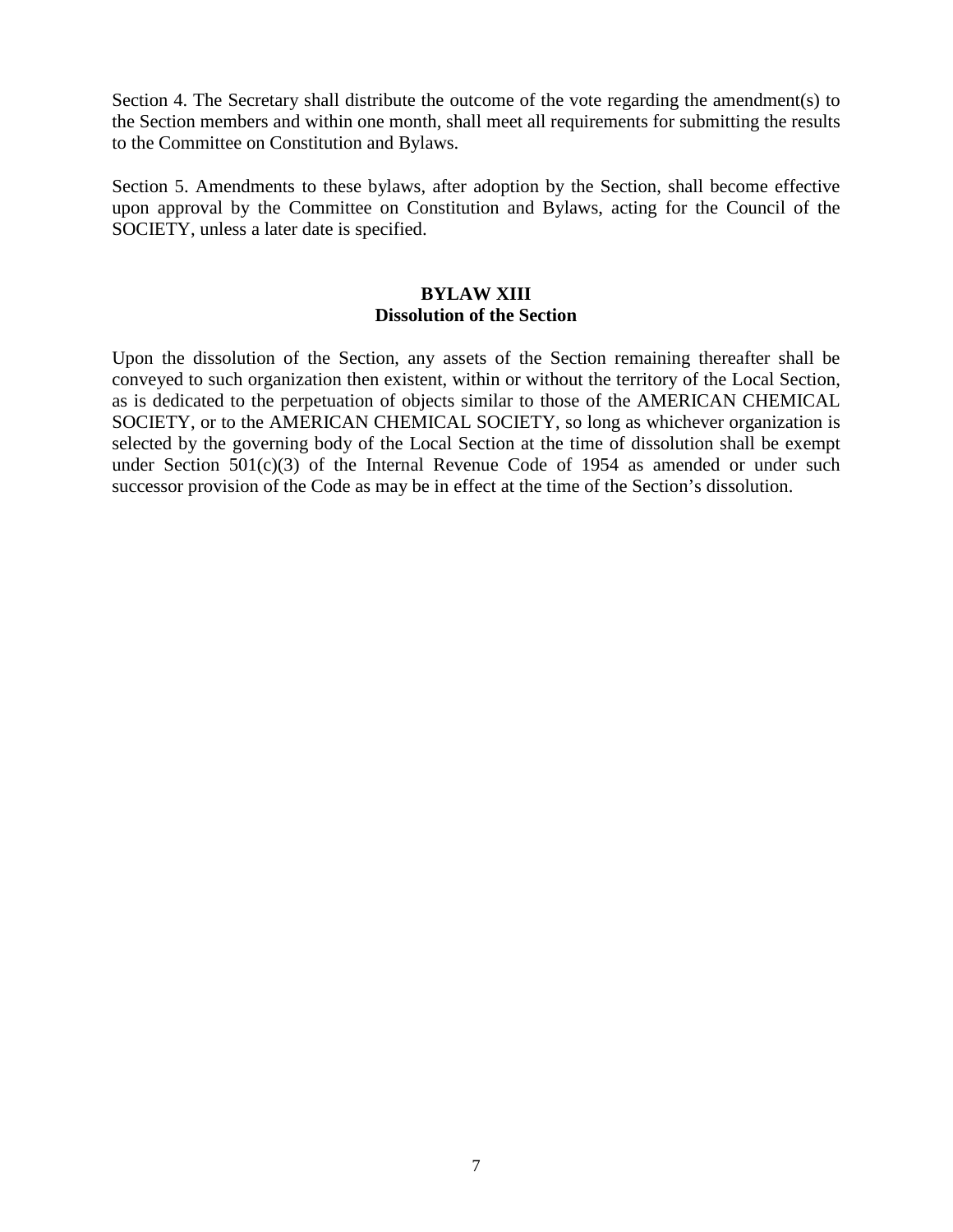Section 4. The Secretary shall distribute the outcome of the vote regarding the amendment(s) to the Section members and within one month, shall meet all requirements for submitting the results to the Committee on Constitution and Bylaws.

Section 5. Amendments to these bylaws, after adoption by the Section, shall become effective upon approval by the Committee on Constitution and Bylaws, acting for the Council of the SOCIETY, unless a later date is specified.

## BYLAW XIII
## Dissolution of the Section

Upon the dissolution of the Section, any assets of the Section remaining thereafter shall be conveyed to such organization then existent, within or without the territory of the Local Section, as is dedicated to the perpetuation of objects similar to those of the AMERICAN CHEMICAL SOCIETY, or to the AMERICAN CHEMICAL SOCIETY, so long as whichever organization is selected by the governing body of the Local Section at the time of dissolution shall be exempt under Section 501(c)(3) of the Internal Revenue Code of 1954 as amended or under such successor provision of the Code as may be in effect at the time of the Section's dissolution.